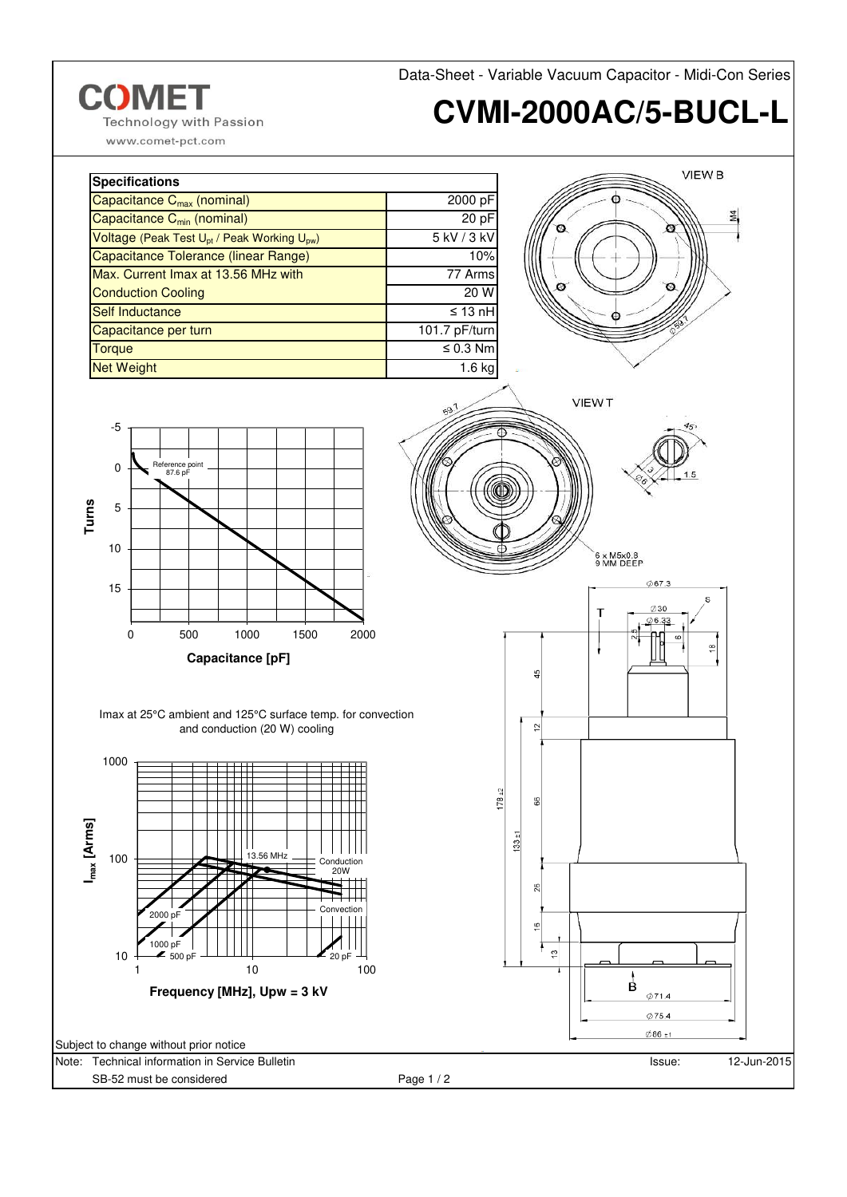Data-Sheet - Variable Vacuum Capacitor - Midi-Con Series

**COMET**
Technology with Passion
www.comet-pct.com

# CVMI-2000AC/5-BUCL-L

| Specifications | |
|---|---|
| Capacitance $C_{max}$ (nominal) | 2000 pF |
| Capacitance $C_{min}$ (nominal) | 20 pF |
| Voltage (Peak Test $U_{pt}$ / Peak Working $U_{pw}$) | 5 kV / 3 kV |
| Capacitance Tolerance (linear Range) | 10% |
| Max. Current Imax at 13.56 MHz with | 77 Arms |
| Conduction Cooling | 20 W |
| Self Inductance | ≤ 13 nH |
| Capacitance per turn | 101.7 pF/turn |
| Torque | ≤ 0.3 Nm |
| Net Weight | 1.6 kg |

Imax at 25°C ambient and 125°C surface temp. for convection and conduction (20 W) cooling

Subject to change without prior notice

Note: Technical information in Service Bulletin SB-52 must be considered

Issue: 12-Jun-2015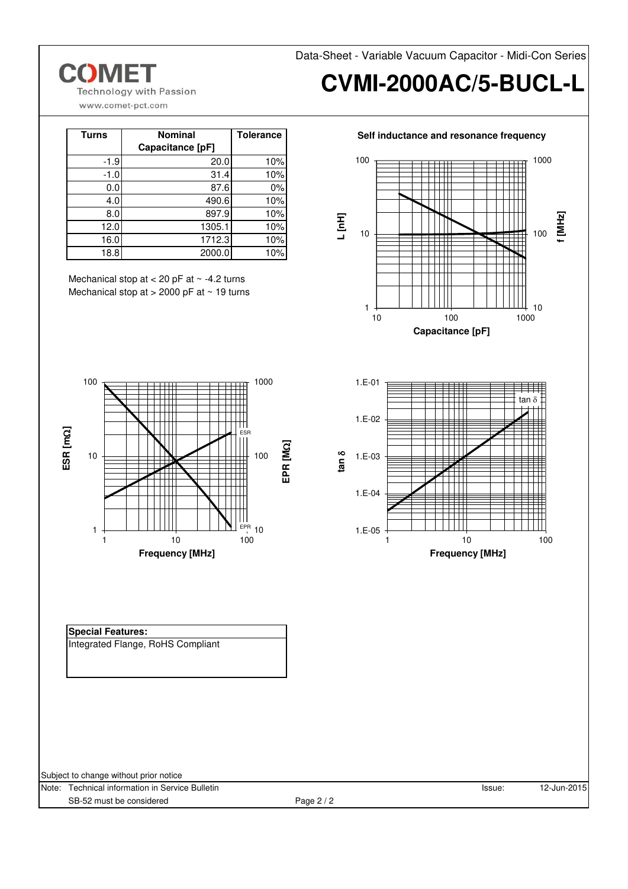# CVMI-2000AC/5-BUCL-L

Data-Sheet - Variable Vacuum Capacitor - Midi-Con Series

COMET
Technology with Passion
www.comet-pct.com

| Turns | Nominal Capacitance [pF] | Tolerance |
|---|---|---|
| -1.9 | 20.0 | 10% |
| -1.0 | 31.4 | 10% |
| 0.0 | 87.6 | 0% |
| 4.0 | 490.6 | 10% |
| 8.0 | 897.9 | 10% |
| 12.0 | 1305.1 | 10% |
| 16.0 | 1712.3 | 10% |
| 18.8 | 2000.0 | 10% |

Mechanical stop at < 20 pF at ~ -4.2 turns
Mechanical stop at > 2000 pF at ~ 19 turns

**Self inductance and resonance frequency**

L [nH]
100
10
1
f [MHz]
1000
100
10
10
100
1000
Capacitance [pF]

ESR [mΩ]
100
10
1
EPR [MΩ]
1000
100
10
ESR
EPR
1
10
100
Frequency [MHz]

tan δ
1.E-01
1.E-02
1.E-03
1.E-04
1.E-05
tan δ
1
10
100
Frequency [MHz]

| **Special Features:** |
|---|
| Integrated Flange, RoHS Compliant |

Subject to change without prior notice

Note: Technical information in Service Bulletin SB-52 must be considered

Issue: 12-Jun-2015